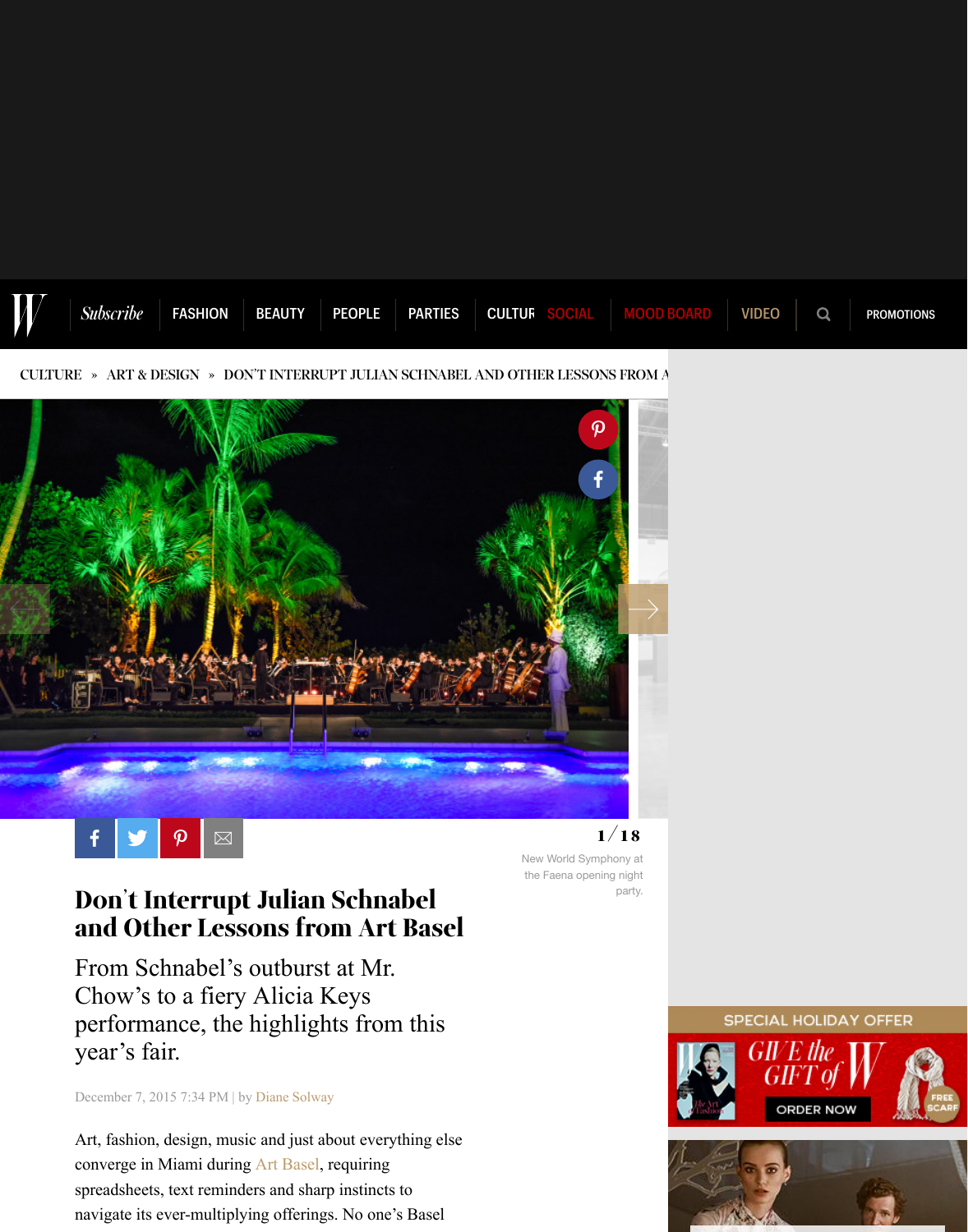CULTURE » ART & DESIGN » DON'T INTERRUPT JULIAN SCHNABEL AND OTHER LESSONS FROM A

1/18

New World Symphony at the Faena opening night party.

# Don't Interrupt Julian Schnabel and Other Lessons from Art Basel

From Schnabel's outburst at Mr. Chow's to a fiery Alicia Keys performance, the highlights from this year's fair.

December 7, 2015 7:34 PM | by Diane Solway

Art, fashion, design, music and just about everything else converge in Miami during Art Basel, requiring spreadsheets, text reminders and sharp instincts to navigate its ever-multiplying offerings. No one's Basel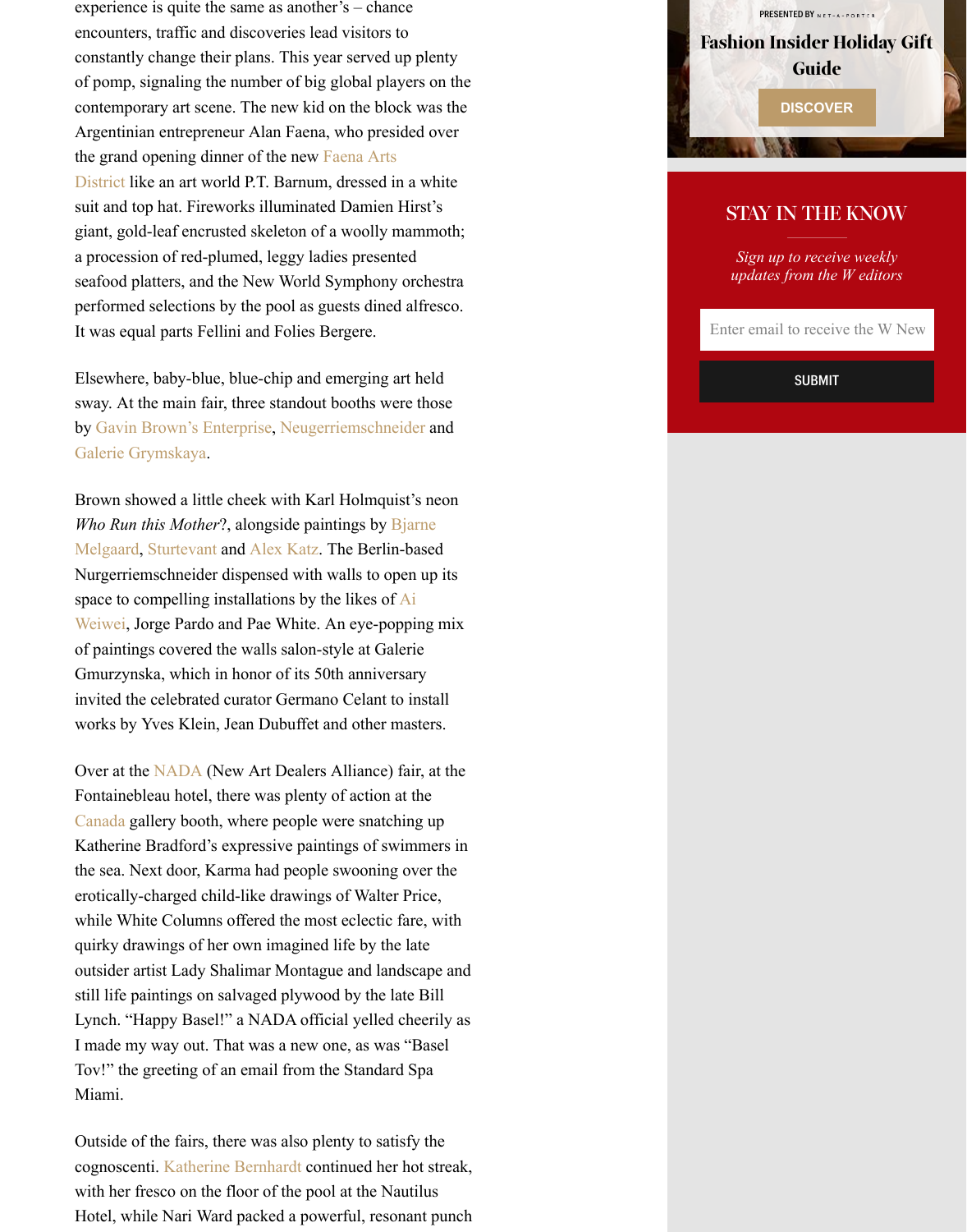experience is quite the same as another's – chance encounters, traffic and discoveries lead visitors to constantly change their plans. This year served up plenty of pomp, signaling the number of big global players on the contemporary art scene. The new kid on the block was the Argentinian entrepreneur Alan Faena, who presided over the grand opening dinner of the new Faena Arts District like an art world P.T. Barnum, dressed in a white suit and top hat. Fireworks illuminated Damien Hirst's giant, gold-leaf encrusted skeleton of a woolly mammoth; a procession of red-plumed, leggy ladies presented seafood platters, and the New World Symphony orchestra performed selections by the pool as guests dined alfresco. It was equal parts Fellini and Folies Bergere.

Elsewhere, baby-blue, blue-chip and emerging art held sway. At the main fair, three standout booths were those by Gavin Brown's Enterprise, Neugerriemschneider and Galerie Grymskaya.

Brown showed a little cheek with Karl Holmquist's neon *Who Run this Mother*?, alongside paintings by Bjarne Melgaard, Sturtevant and Alex Katz. The Berlin-based Nurgerriemschneider dispensed with walls to open up its space to compelling installations by the likes of Ai Weiwei, Jorge Pardo and Pae White. An eye-popping mix of paintings covered the walls salon-style at Galerie Gmurzynska, which in honor of its 50th anniversary invited the celebrated curator Germano Celant to install works by Yves Klein, Jean Dubuffet and other masters.

Over at the NADA (New Art Dealers Alliance) fair, at the Fontainebleau hotel, there was plenty of action at the Canada gallery booth, where people were snatching up Katherine Bradford's expressive paintings of swimmers in the sea. Next door, Karma had people swooning over the erotically-charged child-like drawings of Walter Price, while White Columns offered the most eclectic fare, with quirky drawings of her own imagined life by the late outsider artist Lady Shalimar Montague and landscape and still life paintings on salvaged plywood by the late Bill Lynch. "Happy Basel!" a NADA official yelled cheerily as I made my way out. That was a new one, as was "Basel Tov!" the greeting of an email from the Standard Spa Miami.

Outside of the fairs, there was also plenty to satisfy the cognoscenti. Katherine Bernhardt continued her hot streak, with her fresco on the floor of the pool at the Nautilus Hotel, while Nari Ward packed a powerful, resonant punch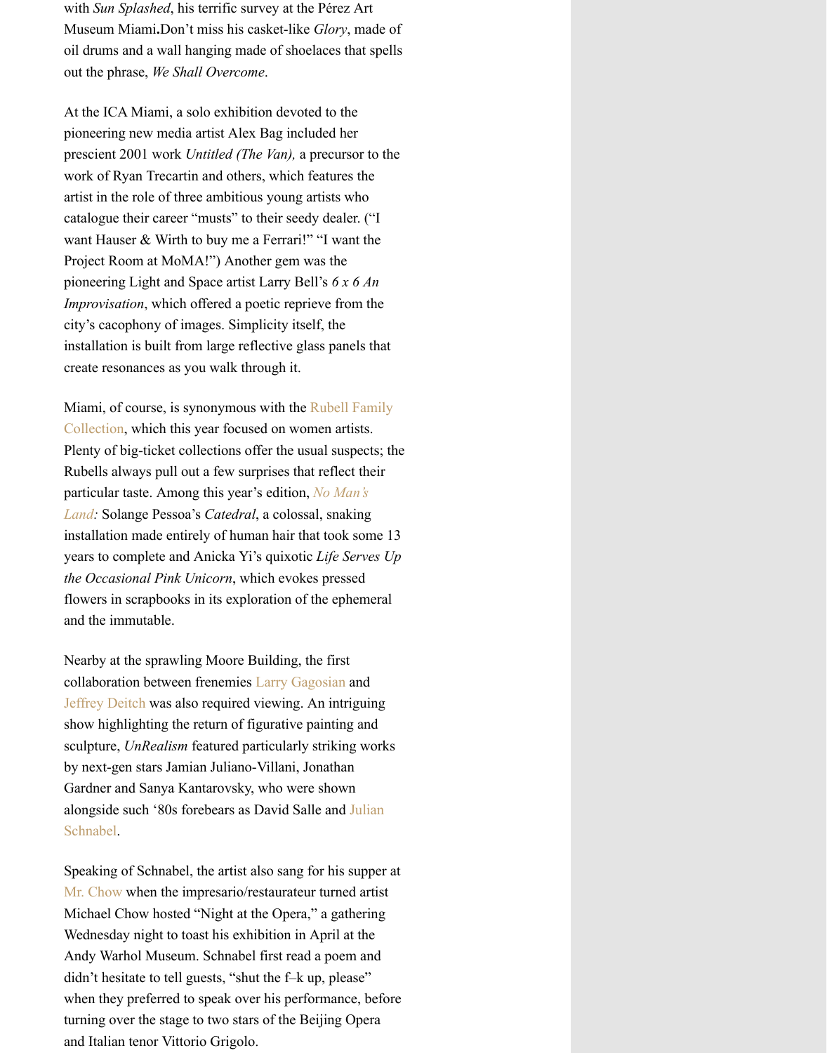with *Sun Splashed*, his terrific survey at the Pérez Art Museum Miami**.**Don't miss his casket-like *Glory*, made of oil drums and a wall hanging made of shoelaces that spells out the phrase, *We Shall Overcome*.

At the ICA Miami, a solo exhibition devoted to the pioneering new media artist Alex Bag included her prescient 2001 work *Untitled (The Van),* a precursor to the work of Ryan Trecartin and others, which features the artist in the role of three ambitious young artists who catalogue their career "musts" to their seedy dealer. ("I want Hauser & Wirth to buy me a Ferrari!" "I want the Project Room at MoMA!") Another gem was the pioneering Light and Space artist Larry Bell's *6 x 6 An Improvisation*, which offered a poetic reprieve from the city's cacophony of images. Simplicity itself, the installation is built from large reflective glass panels that create resonances as you walk through it.

Miami, of course, is synonymous with the Rubell Family Collection, which this year focused on women artists. Plenty of big-ticket collections offer the usual suspects; the Rubells always pull out a few surprises that reflect their particular taste. Among this year's edition, *No Man's Land:* Solange Pessoa's *Catedral*, a colossal, snaking installation made entirely of human hair that took some 13 years to complete and Anicka Yi's quixotic *Life Serves Up the Occasional Pink Unicorn*, which evokes pressed flowers in scrapbooks in its exploration of the ephemeral and the immutable.

Nearby at the sprawling Moore Building, the first collaboration between frenemies Larry Gagosian and Jeffrey Deitch was also required viewing. An intriguing show highlighting the return of figurative painting and sculpture, *UnRealism* featured particularly striking works by next-gen stars Jamian Juliano-Villani, Jonathan Gardner and Sanya Kantarovsky, who were shown alongside such '80s forebears as David Salle and Julian Schnabel.

Speaking of Schnabel, the artist also sang for his supper at Mr. Chow when the impresario/restaurateur turned artist Michael Chow hosted "Night at the Opera," a gathering Wednesday night to toast his exhibition in April at the Andy Warhol Museum. Schnabel first read a poem and didn't hesitate to tell guests, "shut the f–k up, please" when they preferred to speak over his performance, before turning over the stage to two stars of the Beijing Opera and Italian tenor Vittorio Grigolo.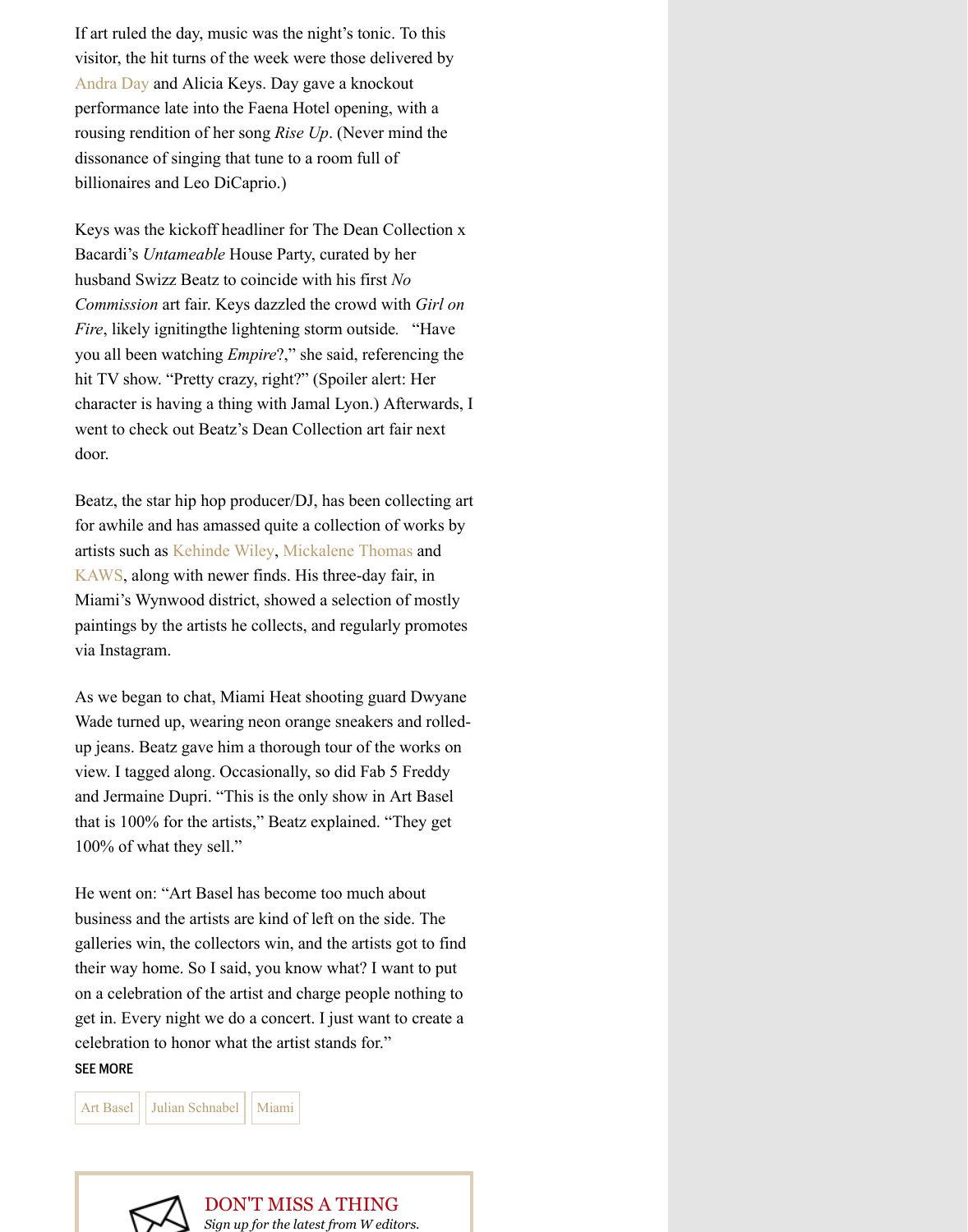If art ruled the day, music was the night's tonic. To this visitor, the hit turns of the week were those delivered by Andra Day and Alicia Keys. Day gave a knockout performance late into the Faena Hotel opening, with a rousing rendition of her song *Rise Up*. (Never mind the dissonance of singing that tune to a room full of billionaires and Leo DiCaprio.)

Keys was the kickoff headliner for The Dean Collection x Bacardi's *Untameable* House Party, curated by her husband Swizz Beatz to coincide with his first *No Commission* art fair. Keys dazzled the crowd with *Girl on Fire*, likely ignitingthe lightening storm outside. "Have you all been watching *Empire*?," she said, referencing the hit TV show. "Pretty crazy, right?" (Spoiler alert: Her character is having a thing with Jamal Lyon.) Afterwards, I went to check out Beatz's Dean Collection art fair next door.

Beatz, the star hip hop producer/DJ, has been collecting art for awhile and has amassed quite a collection of works by artists such as Kehinde Wiley, Mickalene Thomas and KAWS, along with newer finds. His three-day fair, in Miami's Wynwood district, showed a selection of mostly paintings by the artists he collects, and regularly promotes via Instagram.

As we began to chat, Miami Heat shooting guard Dwyane Wade turned up, wearing neon orange sneakers and rolled-up jeans. Beatz gave him a thorough tour of the works on view. I tagged along. Occasionally, so did Fab 5 Freddy and Jermaine Dupri. "This is the only show in Art Basel that is 100% for the artists," Beatz explained. "They get 100% of what they sell."

He went on: "Art Basel has become too much about business and the artists are kind of left on the side. The galleries win, the collectors win, and the artists got to find their way home. So I said, you know what? I want to put on a celebration of the artist and charge people nothing to get in. Every night we do a concert. I just want to create a celebration to honor what the artist stands for."

SEE MORE

Art Basel | Julian Schnabel | Miami

DON'T MISS A THING

*Sign up for the latest from W editors.*